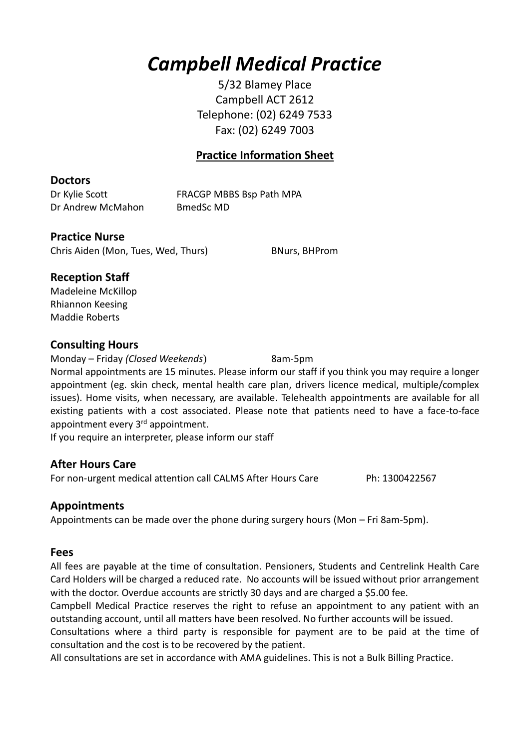# *Campbell Medical Practice*

5/32 Blamey Place
Campbell ACT 2612
Telephone: (02) 6249 7533
Fax: (02) 6249 7003

## Practice Information Sheet

### Doctors

| | |
|---|---|
| Dr Kylie Scott | FRACGP MBBS Bsp Path MPA |
| Dr Andrew McMahon | BmedSc MD |

### Practice Nurse

Chris Aiden (Mon, Tues, Wed, Thurs) BNurs, BHProm

### Reception Staff

Madeleine McKillop
Rhiannon Keesing
Maddie Roberts

### Consulting Hours

Monday – Friday *(Closed Weekends*) 8am-5pm

Normal appointments are 15 minutes. Please inform our staff if you think you may require a longer appointment (eg. skin check, mental health care plan, drivers licence medical, multiple/complex issues). Home visits, when necessary, are available. Telehealth appointments are available for all existing patients with a cost associated. Please note that patients need to have a face-to-face appointment every 3rd appointment.

If you require an interpreter, please inform our staff

### After Hours Care

For non-urgent medical attention call CALMS After Hours Care Ph: 1300422567

### Appointments

Appointments can be made over the phone during surgery hours (Mon – Fri 8am-5pm).

### Fees

All fees are payable at the time of consultation. Pensioners, Students and Centrelink Health Care Card Holders will be charged a reduced rate. No accounts will be issued without prior arrangement with the doctor. Overdue accounts are strictly 30 days and are charged a $5.00 fee.

Campbell Medical Practice reserves the right to refuse an appointment to any patient with an outstanding account, until all matters have been resolved. No further accounts will be issued.

Consultations where a third party is responsible for payment are to be paid at the time of consultation and the cost is to be recovered by the patient.

All consultations are set in accordance with AMA guidelines. This is not a Bulk Billing Practice.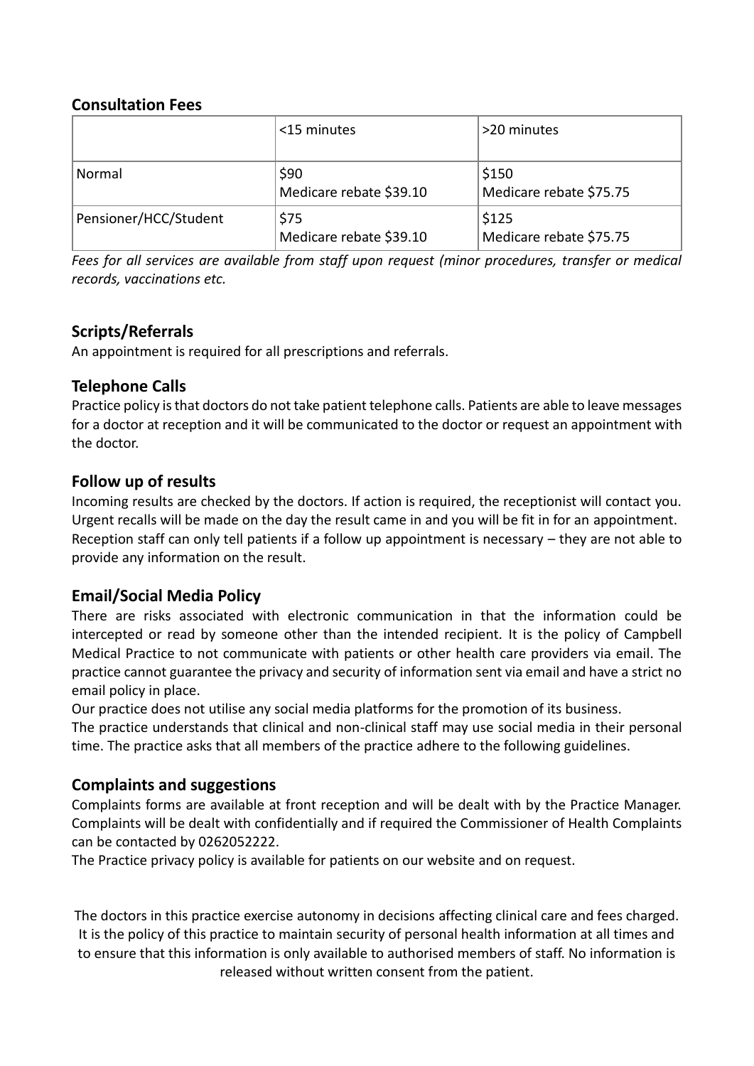## Consultation Fees

| | <15 minutes | >20 minutes |
|---|---|---|
| Normal | $90<br>Medicare rebate $39.10 | $150<br>Medicare rebate $75.75 |
| Pensioner/HCC/Student | $75<br>Medicare rebate $39.10 | $125<br>Medicare rebate $75.75 |

*Fees for all services are available from staff upon request (minor procedures, transfer or medical records, vaccinations etc.*

## Scripts/Referrals

An appointment is required for all prescriptions and referrals.

## Telephone Calls

Practice policy is that doctors do not take patient telephone calls. Patients are able to leave messages for a doctor at reception and it will be communicated to the doctor or request an appointment with the doctor.

## Follow up of results

Incoming results are checked by the doctors. If action is required, the receptionist will contact you. Urgent recalls will be made on the day the result came in and you will be fit in for an appointment. Reception staff can only tell patients if a follow up appointment is necessary – they are not able to provide any information on the result.

## Email/Social Media Policy

There are risks associated with electronic communication in that the information could be intercepted or read by someone other than the intended recipient. It is the policy of Campbell Medical Practice to not communicate with patients or other health care providers via email. The practice cannot guarantee the privacy and security of information sent via email and have a strict no email policy in place.

Our practice does not utilise any social media platforms for the promotion of its business.

The practice understands that clinical and non-clinical staff may use social media in their personal time. The practice asks that all members of the practice adhere to the following guidelines.

## Complaints and suggestions

Complaints forms are available at front reception and will be dealt with by the Practice Manager. Complaints will be dealt with confidentially and if required the Commissioner of Health Complaints can be contacted by 0262052222.

The Practice privacy policy is available for patients on our website and on request.

The doctors in this practice exercise autonomy in decisions affecting clinical care and fees charged. It is the policy of this practice to maintain security of personal health information at all times and to ensure that this information is only available to authorised members of staff. No information is released without written consent from the patient.